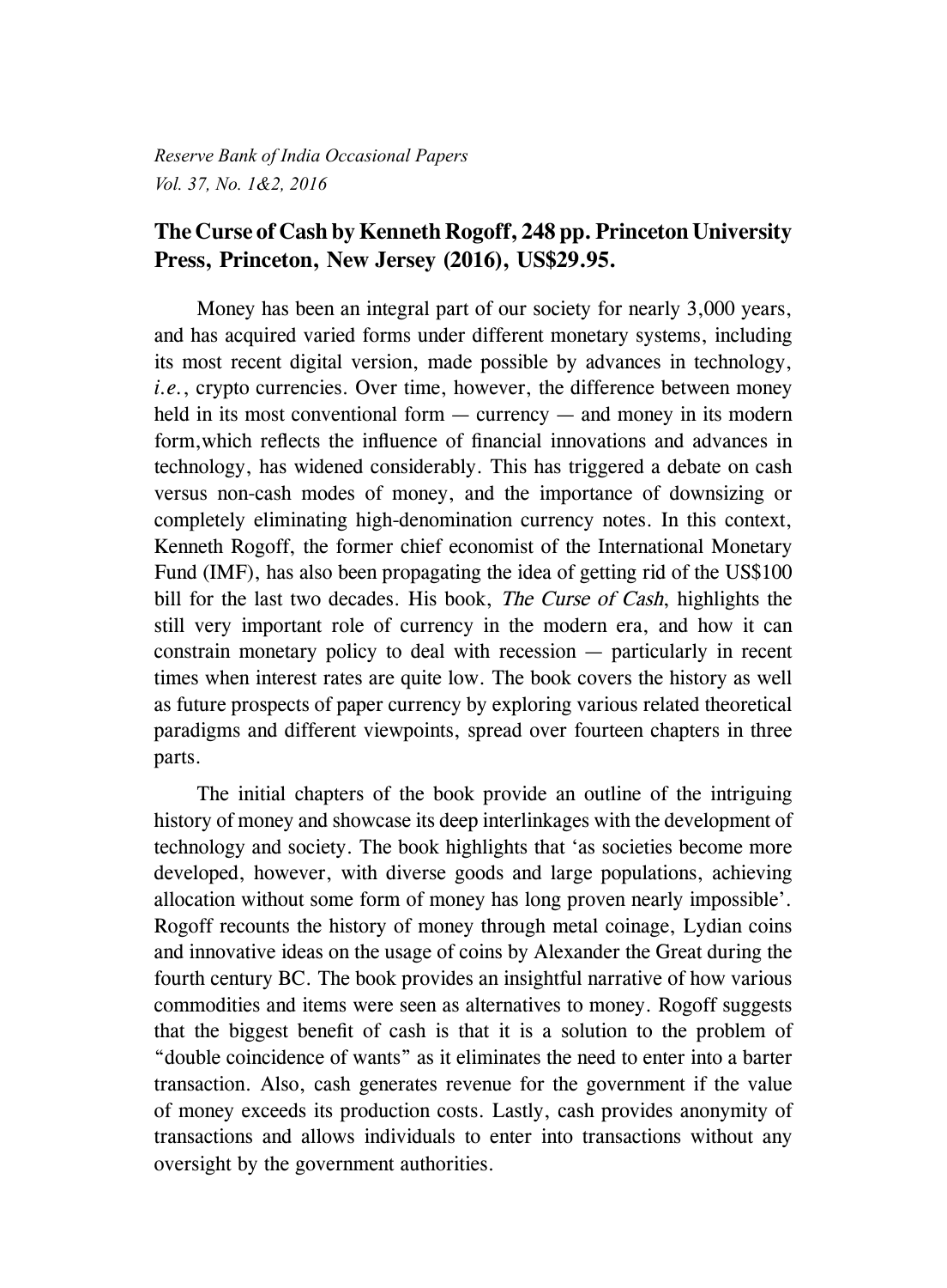*Reserve Bank of India Occasional Papers*
*Vol. 37, No. 1&2, 2016*

## The Curse of Cash by Kenneth Rogoff, 248 pp. Princeton University Press, Princeton, New Jersey (2016), US$29.95.

Money has been an integral part of our society for nearly 3,000 years, and has acquired varied forms under different monetary systems, including its most recent digital version, made possible by advances in technology, *i.e.*, crypto currencies. Over time, however, the difference between money held in its most conventional form — currency — and money in its modern form,which reflects the influence of financial innovations and advances in technology, has widened considerably. This has triggered a debate on cash versus non-cash modes of money, and the importance of downsizing or completely eliminating high-denomination currency notes. In this context, Kenneth Rogoff, the former chief economist of the International Monetary Fund (IMF), has also been propagating the idea of getting rid of the US$100 bill for the last two decades. His book, *The Curse of Cash*, highlights the still very important role of currency in the modern era, and how it can constrain monetary policy to deal with recession — particularly in recent times when interest rates are quite low. The book covers the history as well as future prospects of paper currency by exploring various related theoretical paradigms and different viewpoints, spread over fourteen chapters in three parts.

The initial chapters of the book provide an outline of the intriguing history of money and showcase its deep interlinkages with the development of technology and society. The book highlights that 'as societies become more developed, however, with diverse goods and large populations, achieving allocation without some form of money has long proven nearly impossible'. Rogoff recounts the history of money through metal coinage, Lydian coins and innovative ideas on the usage of coins by Alexander the Great during the fourth century BC. The book provides an insightful narrative of how various commodities and items were seen as alternatives to money. Rogoff suggests that the biggest benefit of cash is that it is a solution to the problem of "double coincidence of wants" as it eliminates the need to enter into a barter transaction. Also, cash generates revenue for the government if the value of money exceeds its production costs. Lastly, cash provides anonymity of transactions and allows individuals to enter into transactions without any oversight by the government authorities.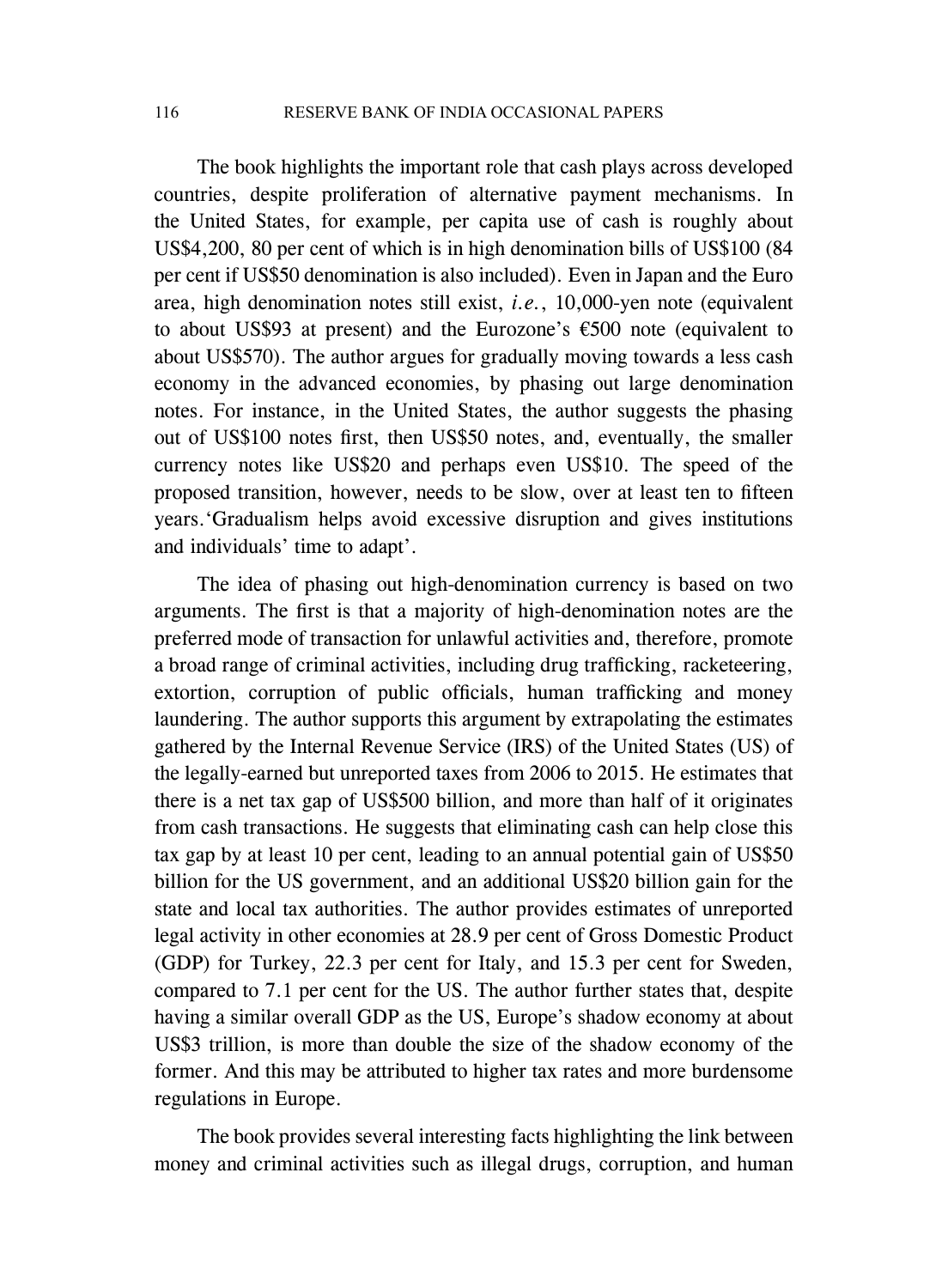The book highlights the important role that cash plays across developed countries, despite proliferation of alternative payment mechanisms. In the United States, for example, per capita use of cash is roughly about US$4,200, 80 per cent of which is in high denomination bills of US$100 (84 per cent if US$50 denomination is also included). Even in Japan and the Euro area, high denomination notes still exist, *i.e.*, 10,000-yen note (equivalent to about US$93 at present) and the Eurozone's €500 note (equivalent to about US$570). The author argues for gradually moving towards a less cash economy in the advanced economies, by phasing out large denomination notes. For instance, in the United States, the author suggests the phasing out of US$100 notes first, then US$50 notes, and, eventually, the smaller currency notes like US$20 and perhaps even US$10. The speed of the proposed transition, however, needs to be slow, over at least ten to fifteen years.'Gradualism helps avoid excessive disruption and gives institutions and individuals' time to adapt'.

The idea of phasing out high-denomination currency is based on two arguments. The first is that a majority of high-denomination notes are the preferred mode of transaction for unlawful activities and, therefore, promote a broad range of criminal activities, including drug trafficking, racketeering, extortion, corruption of public officials, human trafficking and money laundering. The author supports this argument by extrapolating the estimates gathered by the Internal Revenue Service (IRS) of the United States (US) of the legally-earned but unreported taxes from 2006 to 2015. He estimates that there is a net tax gap of US$500 billion, and more than half of it originates from cash transactions. He suggests that eliminating cash can help close this tax gap by at least 10 per cent, leading to an annual potential gain of US$50 billion for the US government, and an additional US$20 billion gain for the state and local tax authorities. The author provides estimates of unreported legal activity in other economies at 28.9 per cent of Gross Domestic Product (GDP) for Turkey, 22.3 per cent for Italy, and 15.3 per cent for Sweden, compared to 7.1 per cent for the US. The author further states that, despite having a similar overall GDP as the US, Europe's shadow economy at about US$3 trillion, is more than double the size of the shadow economy of the former. And this may be attributed to higher tax rates and more burdensome regulations in Europe.

The book provides several interesting facts highlighting the link between money and criminal activities such as illegal drugs, corruption, and human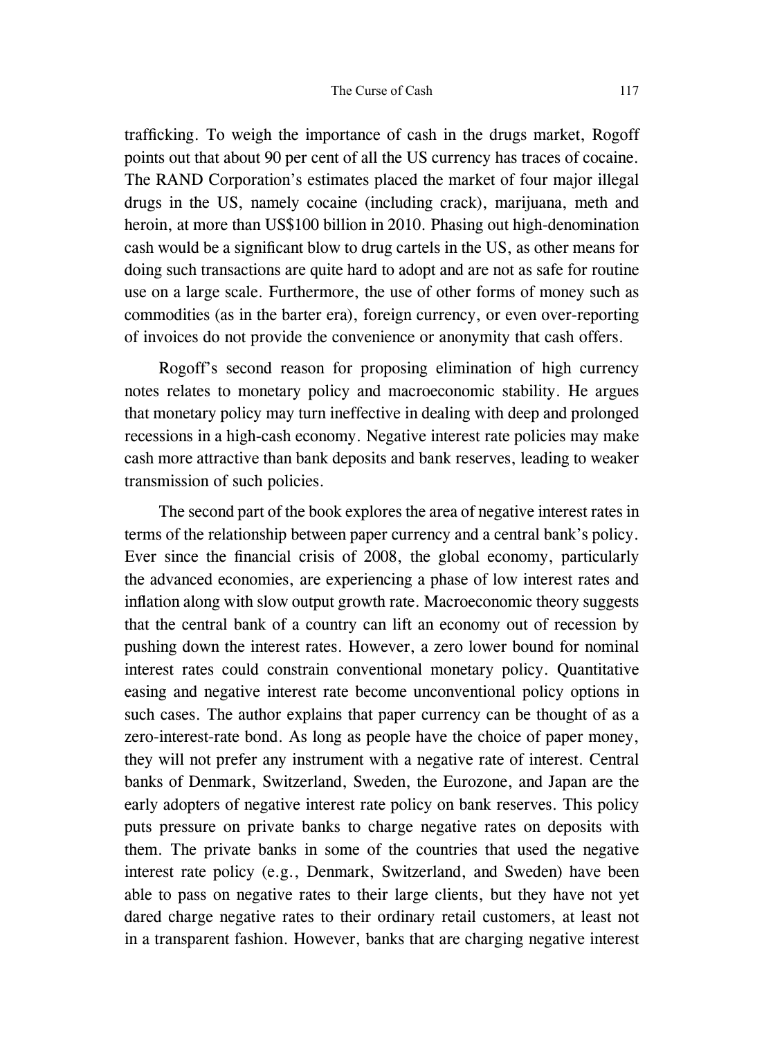trafficking. To weigh the importance of cash in the drugs market, Rogoff points out that about 90 per cent of all the US currency has traces of cocaine. The RAND Corporation's estimates placed the market of four major illegal drugs in the US, namely cocaine (including crack), marijuana, meth and heroin, at more than US$100 billion in 2010. Phasing out high-denomination cash would be a significant blow to drug cartels in the US, as other means for doing such transactions are quite hard to adopt and are not as safe for routine use on a large scale. Furthermore, the use of other forms of money such as commodities (as in the barter era), foreign currency, or even over-reporting of invoices do not provide the convenience or anonymity that cash offers.

Rogoff's second reason for proposing elimination of high currency notes relates to monetary policy and macroeconomic stability. He argues that monetary policy may turn ineffective in dealing with deep and prolonged recessions in a high-cash economy. Negative interest rate policies may make cash more attractive than bank deposits and bank reserves, leading to weaker transmission of such policies.

The second part of the book explores the area of negative interest rates in terms of the relationship between paper currency and a central bank's policy. Ever since the financial crisis of 2008, the global economy, particularly the advanced economies, are experiencing a phase of low interest rates and inflation along with slow output growth rate. Macroeconomic theory suggests that the central bank of a country can lift an economy out of recession by pushing down the interest rates. However, a zero lower bound for nominal interest rates could constrain conventional monetary policy. Quantitative easing and negative interest rate become unconventional policy options in such cases. The author explains that paper currency can be thought of as a zero-interest-rate bond. As long as people have the choice of paper money, they will not prefer any instrument with a negative rate of interest. Central banks of Denmark, Switzerland, Sweden, the Eurozone, and Japan are the early adopters of negative interest rate policy on bank reserves. This policy puts pressure on private banks to charge negative rates on deposits with them. The private banks in some of the countries that used the negative interest rate policy (e.g., Denmark, Switzerland, and Sweden) have been able to pass on negative rates to their large clients, but they have not yet dared charge negative rates to their ordinary retail customers, at least not in a transparent fashion. However, banks that are charging negative interest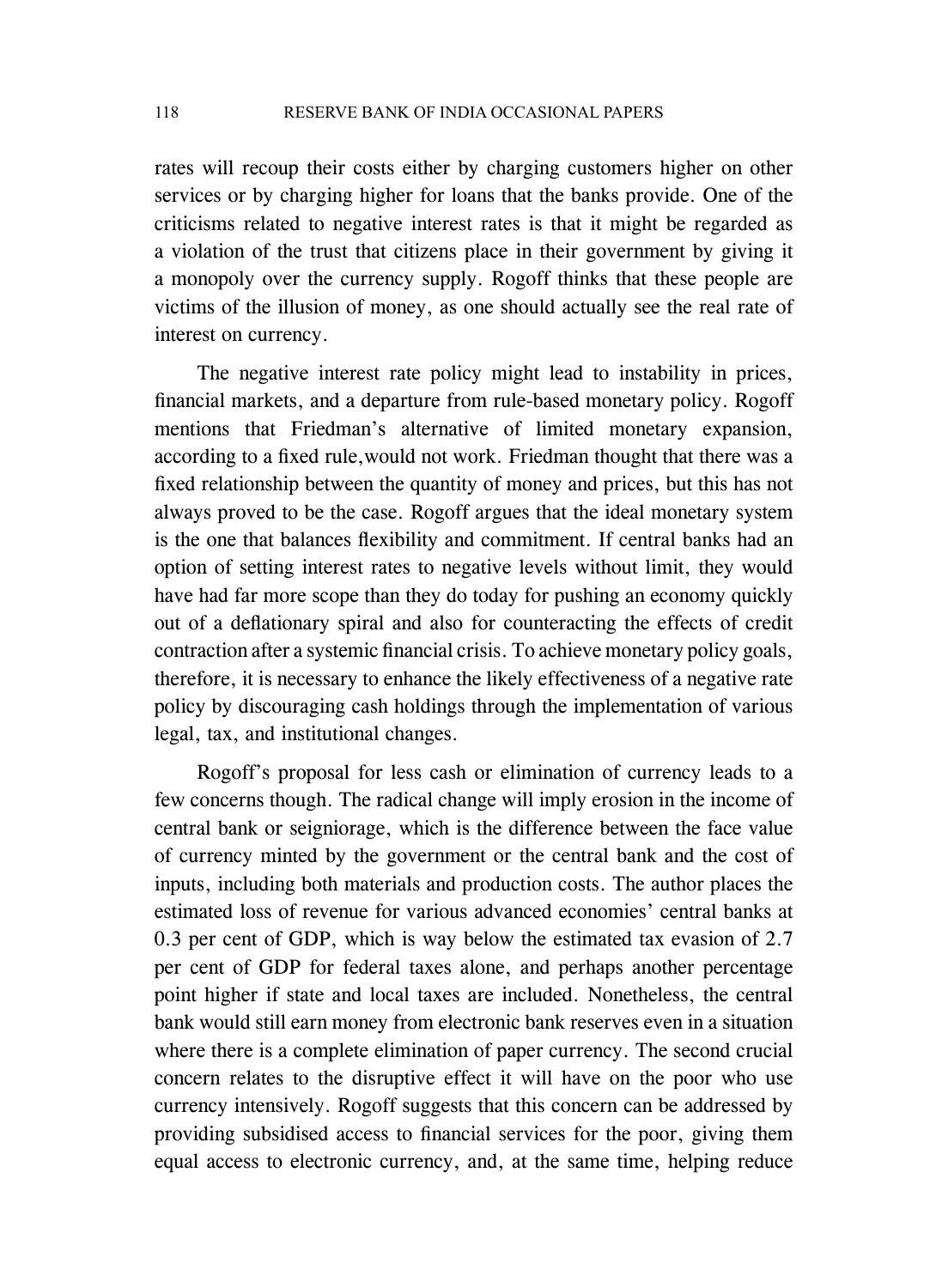rates will recoup their costs either by charging customers higher on other services or by charging higher for loans that the banks provide. One of the criticisms related to negative interest rates is that it might be regarded as a violation of the trust that citizens place in their government by giving it a monopoly over the currency supply. Rogoff thinks that these people are victims of the illusion of money, as one should actually see the real rate of interest on currency.

The negative interest rate policy might lead to instability in prices, financial markets, and a departure from rule-based monetary policy. Rogoff mentions that Friedman's alternative of limited monetary expansion, according to a fixed rule,would not work. Friedman thought that there was a fixed relationship between the quantity of money and prices, but this has not always proved to be the case. Rogoff argues that the ideal monetary system is the one that balances flexibility and commitment. If central banks had an option of setting interest rates to negative levels without limit, they would have had far more scope than they do today for pushing an economy quickly out of a deflationary spiral and also for counteracting the effects of credit contraction after a systemic financial crisis. To achieve monetary policy goals, therefore, it is necessary to enhance the likely effectiveness of a negative rate policy by discouraging cash holdings through the implementation of various legal, tax, and institutional changes.

Rogoff's proposal for less cash or elimination of currency leads to a few concerns though. The radical change will imply erosion in the income of central bank or seigniorage, which is the difference between the face value of currency minted by the government or the central bank and the cost of inputs, including both materials and production costs. The author places the estimated loss of revenue for various advanced economies' central banks at 0.3 per cent of GDP, which is way below the estimated tax evasion of 2.7 per cent of GDP for federal taxes alone, and perhaps another percentage point higher if state and local taxes are included. Nonetheless, the central bank would still earn money from electronic bank reserves even in a situation where there is a complete elimination of paper currency. The second crucial concern relates to the disruptive effect it will have on the poor who use currency intensively. Rogoff suggests that this concern can be addressed by providing subsidised access to financial services for the poor, giving them equal access to electronic currency, and, at the same time, helping reduce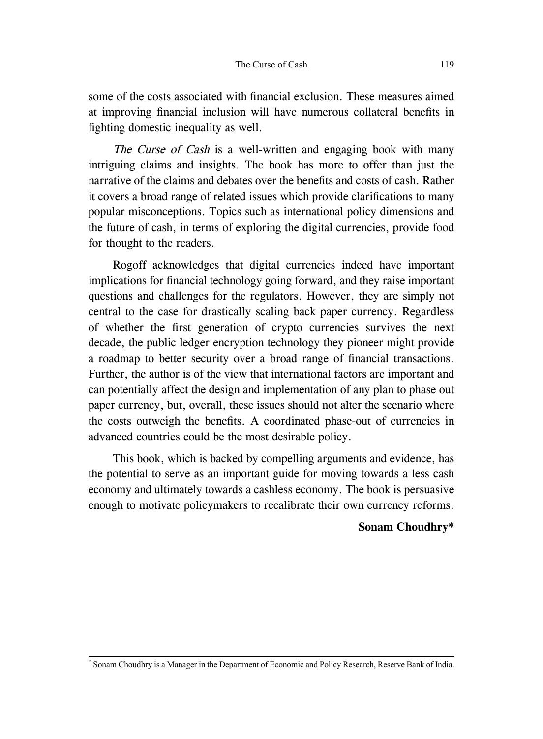some of the costs associated with financial exclusion. These measures aimed at improving financial inclusion will have numerous collateral benefits in fighting domestic inequality as well.

*The Curse of Cash* is a well-written and engaging book with many intriguing claims and insights. The book has more to offer than just the narrative of the claims and debates over the benefits and costs of cash. Rather it covers a broad range of related issues which provide clarifications to many popular misconceptions. Topics such as international policy dimensions and the future of cash, in terms of exploring the digital currencies, provide food for thought to the readers.

Rogoff acknowledges that digital currencies indeed have important implications for financial technology going forward, and they raise important questions and challenges for the regulators. However, they are simply not central to the case for drastically scaling back paper currency. Regardless of whether the first generation of crypto currencies survives the next decade, the public ledger encryption technology they pioneer might provide a roadmap to better security over a broad range of financial transactions. Further, the author is of the view that international factors are important and can potentially affect the design and implementation of any plan to phase out paper currency, but, overall, these issues should not alter the scenario where the costs outweigh the benefits. A coordinated phase-out of currencies in advanced countries could be the most desirable policy.

This book, which is backed by compelling arguments and evidence, has the potential to serve as an important guide for moving towards a less cash economy and ultimately towards a cashless economy. The book is persuasive enough to motivate policymakers to recalibrate their own currency reforms.

**Sonam Choudhry***

---

* Sonam Choudhry is a Manager in the Department of Economic and Policy Research, Reserve Bank of India.